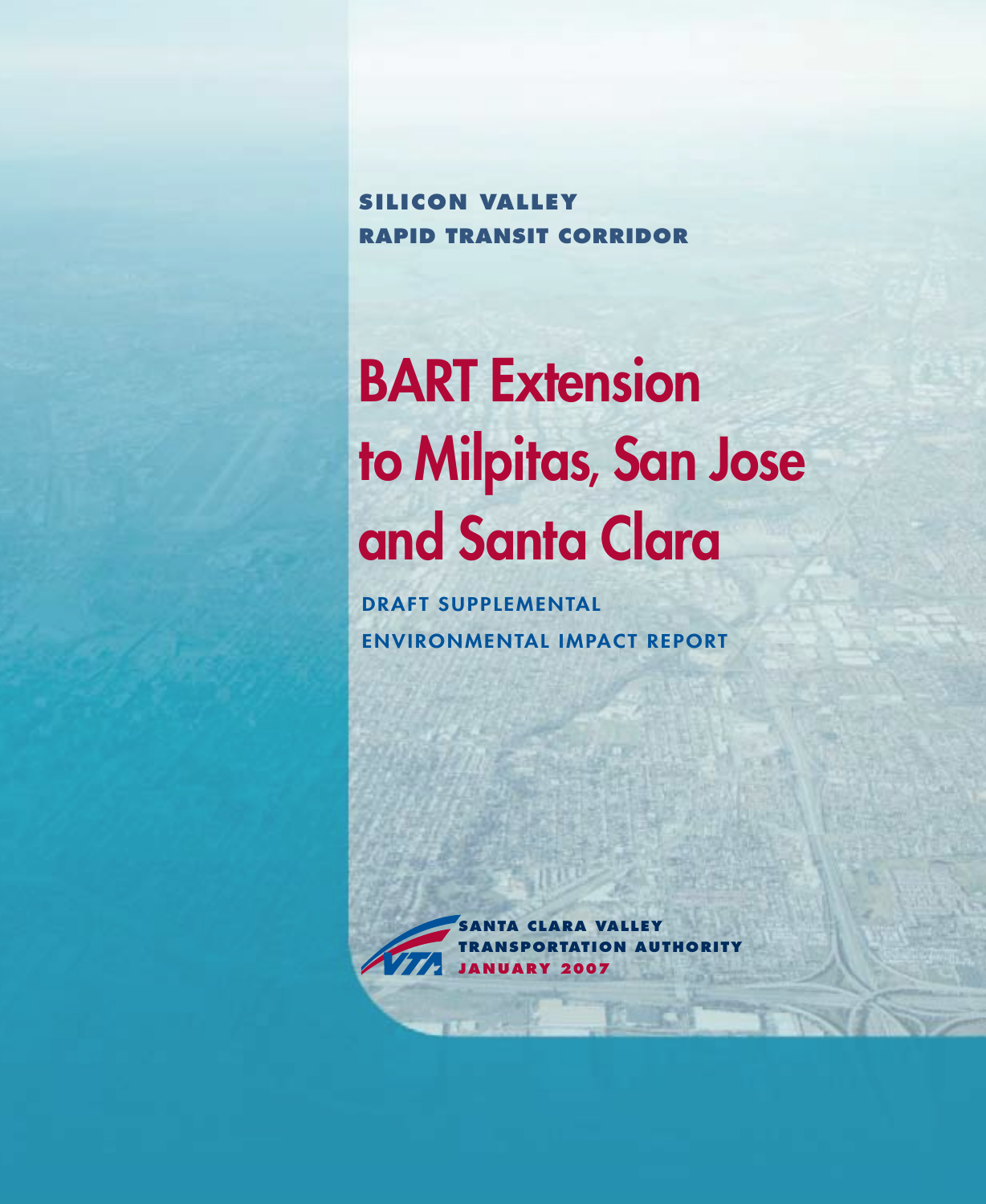**SILICON VALLEY**
**RAPID TRANSIT CORRIDOR**

# BART Extension to Milpitas, San Jose and Santa Clara

## DRAFT SUPPLEMENTAL ENVIRONMENTAL IMPACT REPORT

**SANTA CLARA VALLEY TRANSPORTATION AUTHORITY**
**JANUARY 2007**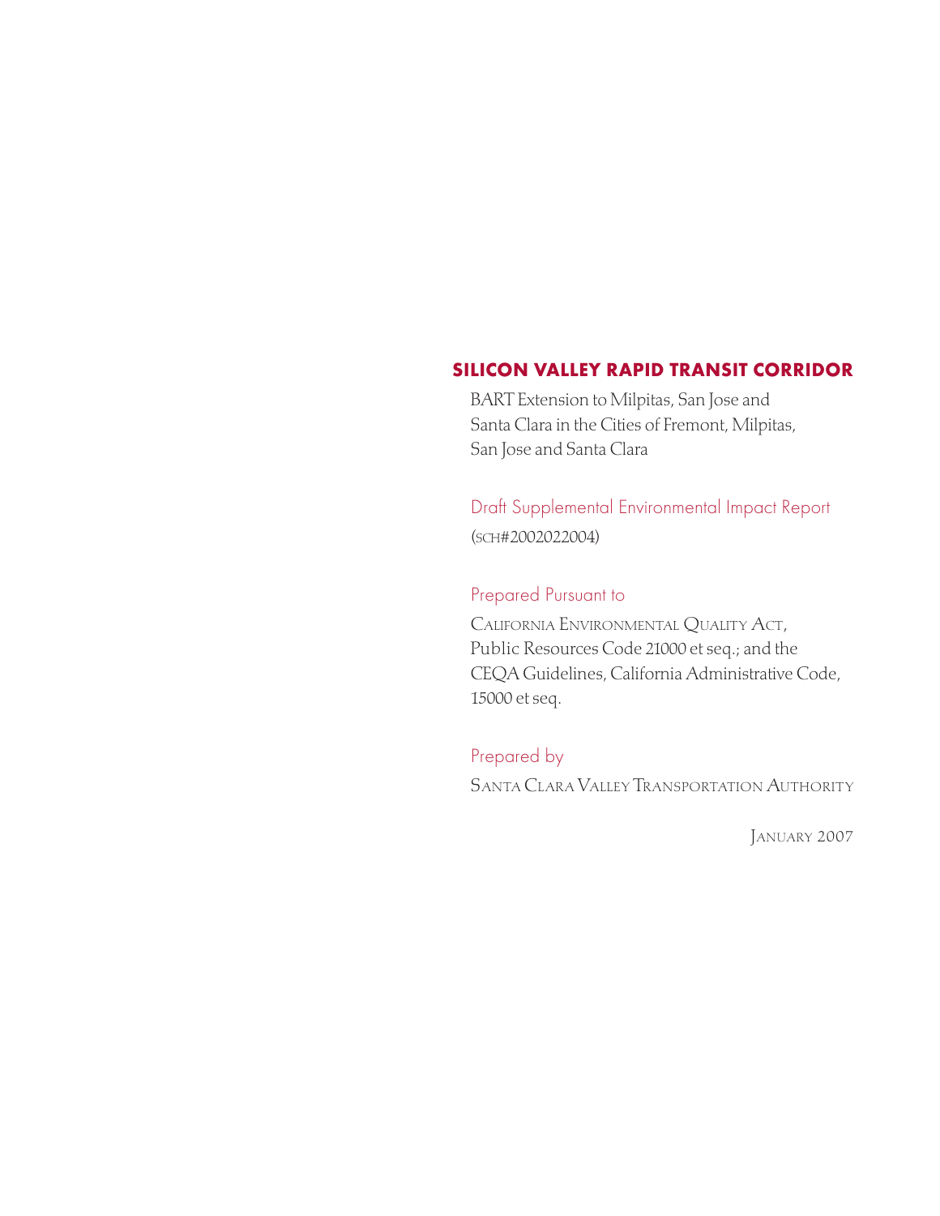# SILICON VALLEY RAPID TRANSIT CORRIDOR

BART Extension to Milpitas, San Jose and Santa Clara in the Cities of Fremont, Milpitas, San Jose and Santa Clara

## Draft Supplemental Environmental Impact Report

(SCH#2002022004)

## Prepared Pursuant to

California Environmental Quality Act, Public Resources Code 21000 et seq.; and the CEQA Guidelines, California Administrative Code, 15000 et seq.

## Prepared by

Santa Clara Valley Transportation Authority

January 2007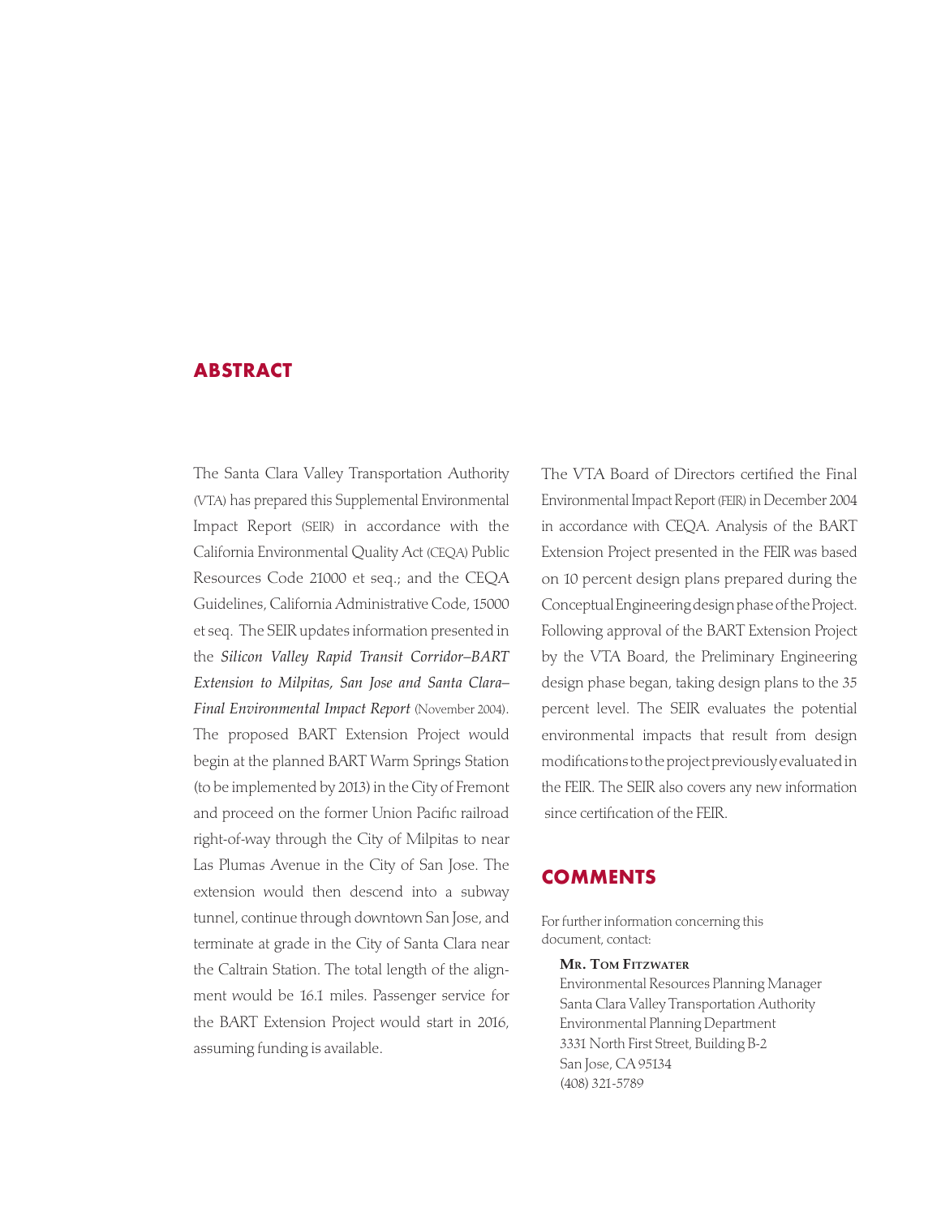## ABSTRACT

The Santa Clara Valley Transportation Authority (VTA) has prepared this Supplemental Environmental Impact Report (SEIR) in accordance with the California Environmental Quality Act (CEQA) Public Resources Code 21000 et seq.; and the CEQA Guidelines, California Administrative Code, 15000 et seq. The SEIR updates information presented in the *Silicon Valley Rapid Transit Corridor–BART Extension to Milpitas, San Jose and Santa Clara–Final Environmental Impact Report* (November 2004). The proposed BART Extension Project would begin at the planned BART Warm Springs Station (to be implemented by 2013) in the City of Fremont and proceed on the former Union Pacific railroad right-of-way through the City of Milpitas to near Las Plumas Avenue in the City of San Jose. The extension would then descend into a subway tunnel, continue through downtown San Jose, and terminate at grade in the City of Santa Clara near the Caltrain Station. The total length of the alignment would be 16.1 miles. Passenger service for the BART Extension Project would start in 2016, assuming funding is available.

The VTA Board of Directors certified the Final Environmental Impact Report (FEIR) in December 2004 in accordance with CEQA. Analysis of the BART Extension Project presented in the FEIR was based on 10 percent design plans prepared during the Conceptual Engineering design phase of the Project. Following approval of the BART Extension Project by the VTA Board, the Preliminary Engineering design phase began, taking design plans to the 35 percent level. The SEIR evaluates the potential environmental impacts that result from design modifications to the project previously evaluated in the FEIR. The SEIR also covers any new information since certification of the FEIR.

## COMMENTS

For further information concerning this document, contact:

**Mr. Tom Fitzwater**
Environmental Resources Planning Manager
Santa Clara Valley Transportation Authority
Environmental Planning Department
3331 North First Street, Building B-2
San Jose, CA 95134
(408) 321-5789